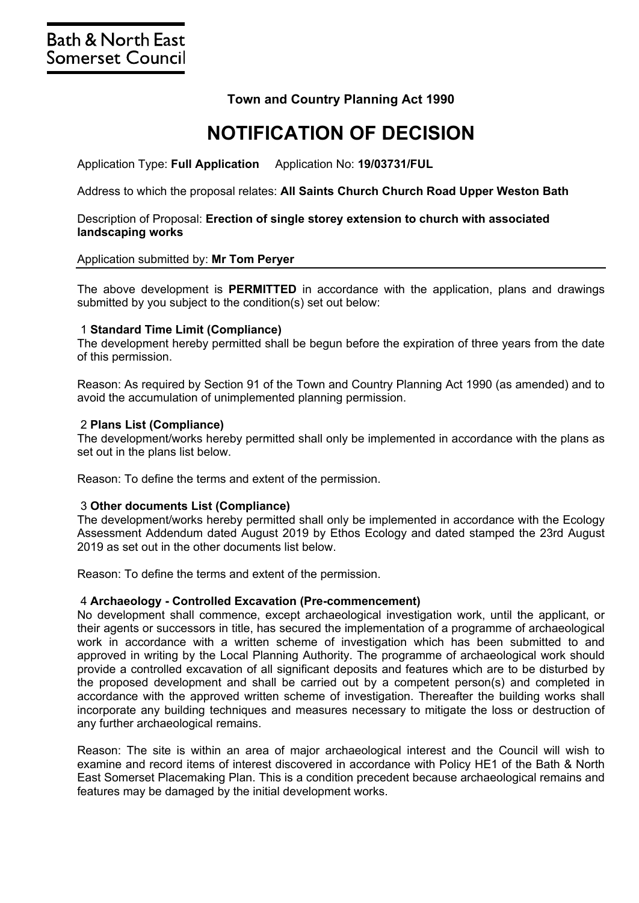Bath & North East Somerset Council

**Town and Country Planning Act 1990**

# NOTIFICATION OF DECISION

Application Type: **Full Application** Application No: **19/03731/FUL**

Address to which the proposal relates: **All Saints Church Church Road Upper Weston Bath**

Description of Proposal: **Erection of single storey extension to church with associated landscaping works**

Application submitted by: **Mr Tom Peryer**

The above development is **PERMITTED** in accordance with the application, plans and drawings submitted by you subject to the condition(s) set out below:

1 **Standard Time Limit (Compliance)**
The development hereby permitted shall be begun before the expiration of three years from the date of this permission.

Reason: As required by Section 91 of the Town and Country Planning Act 1990 (as amended) and to avoid the accumulation of unimplemented planning permission.

2 **Plans List (Compliance)**
The development/works hereby permitted shall only be implemented in accordance with the plans as set out in the plans list below.

Reason: To define the terms and extent of the permission.

3 **Other documents List (Compliance)**
The development/works hereby permitted shall only be implemented in accordance with the Ecology Assessment Addendum dated August 2019 by Ethos Ecology and dated stamped the 23rd August 2019 as set out in the other documents list below.

Reason: To define the terms and extent of the permission.

4 **Archaeology - Controlled Excavation (Pre-commencement)**
No development shall commence, except archaeological investigation work, until the applicant, or their agents or successors in title, has secured the implementation of a programme of archaeological work in accordance with a written scheme of investigation which has been submitted to and approved in writing by the Local Planning Authority. The programme of archaeological work should provide a controlled excavation of all significant deposits and features which are to be disturbed by the proposed development and shall be carried out by a competent person(s) and completed in accordance with the approved written scheme of investigation. Thereafter the building works shall incorporate any building techniques and measures necessary to mitigate the loss or destruction of any further archaeological remains.

Reason: The site is within an area of major archaeological interest and the Council will wish to examine and record items of interest discovered in accordance with Policy HE1 of the Bath & North East Somerset Placemaking Plan. This is a condition precedent because archaeological remains and features may be damaged by the initial development works.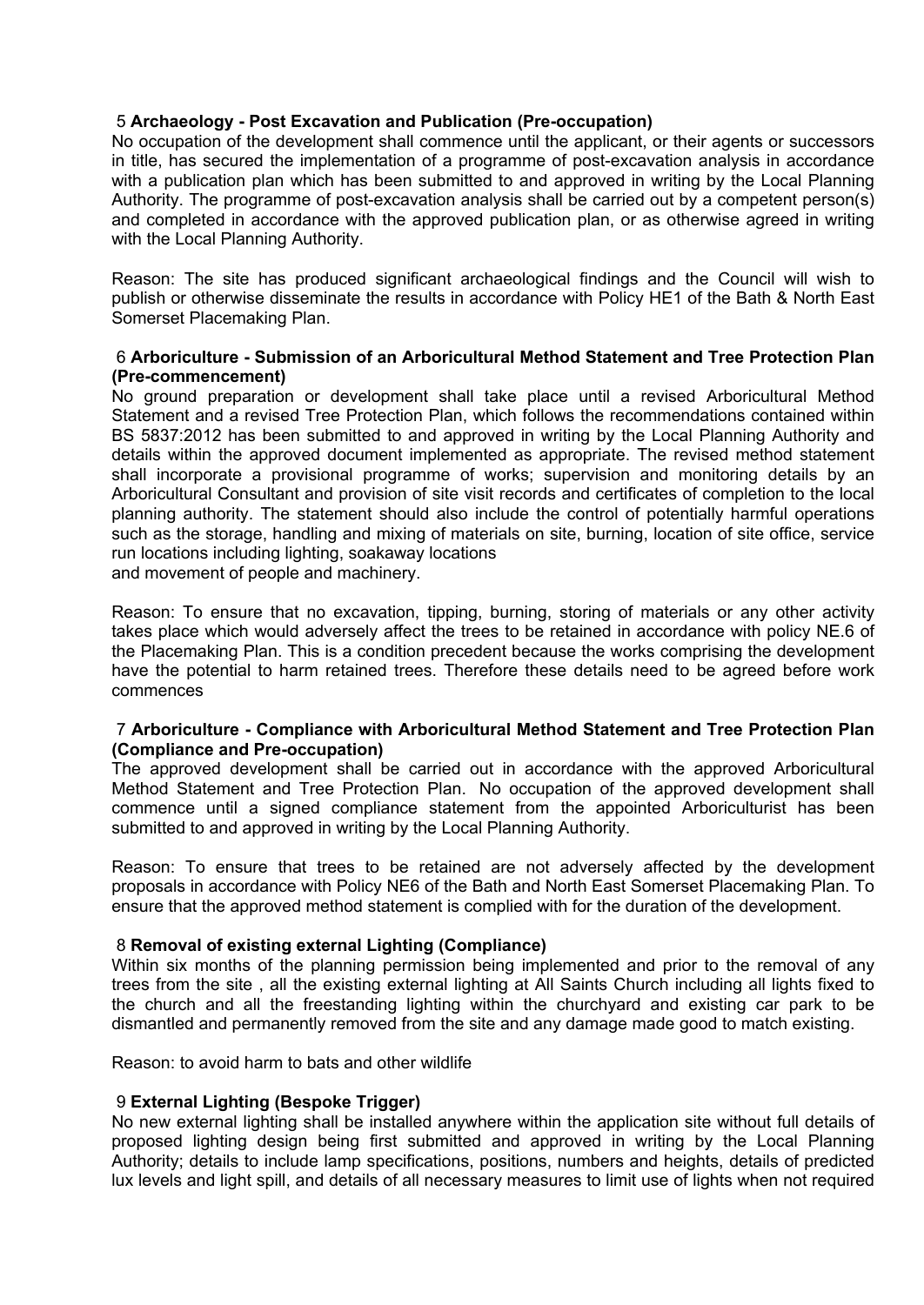5 **Archaeology - Post Excavation and Publication (Pre-occupation)**
No occupation of the development shall commence until the applicant, or their agents or successors in title, has secured the implementation of a programme of post-excavation analysis in accordance with a publication plan which has been submitted to and approved in writing by the Local Planning Authority. The programme of post-excavation analysis shall be carried out by a competent person(s) and completed in accordance with the approved publication plan, or as otherwise agreed in writing with the Local Planning Authority.

Reason: The site has produced significant archaeological findings and the Council will wish to publish or otherwise disseminate the results in accordance with Policy HE1 of the Bath & North East Somerset Placemaking Plan.

6 **Arboriculture - Submission of an Arboricultural Method Statement and Tree Protection Plan (Pre-commencement)**
No ground preparation or development shall take place until a revised Arboricultural Method Statement and a revised Tree Protection Plan, which follows the recommendations contained within BS 5837:2012 has been submitted to and approved in writing by the Local Planning Authority and details within the approved document implemented as appropriate. The revised method statement shall incorporate a provisional programme of works; supervision and monitoring details by an Arboricultural Consultant and provision of site visit records and certificates of completion to the local planning authority. The statement should also include the control of potentially harmful operations such as the storage, handling and mixing of materials on site, burning, location of site office, service run locations including lighting, soakaway locations
and movement of people and machinery.

Reason: To ensure that no excavation, tipping, burning, storing of materials or any other activity takes place which would adversely affect the trees to be retained in accordance with policy NE.6 of the Placemaking Plan. This is a condition precedent because the works comprising the development have the potential to harm retained trees. Therefore these details need to be agreed before work commences

7 **Arboriculture - Compliance with Arboricultural Method Statement and Tree Protection Plan (Compliance and Pre-occupation)**
The approved development shall be carried out in accordance with the approved Arboricultural Method Statement and Tree Protection Plan. No occupation of the approved development shall commence until a signed compliance statement from the appointed Arboriculturist has been submitted to and approved in writing by the Local Planning Authority.

Reason: To ensure that trees to be retained are not adversely affected by the development proposals in accordance with Policy NE6 of the Bath and North East Somerset Placemaking Plan. To ensure that the approved method statement is complied with for the duration of the development.

8 **Removal of existing external Lighting (Compliance)**
Within six months of the planning permission being implemented and prior to the removal of any trees from the site , all the existing external lighting at All Saints Church including all lights fixed to the church and all the freestanding lighting within the churchyard and existing car park to be dismantled and permanently removed from the site and any damage made good to match existing.

Reason: to avoid harm to bats and other wildlife

9 **External Lighting (Bespoke Trigger)**
No new external lighting shall be installed anywhere within the application site without full details of proposed lighting design being first submitted and approved in writing by the Local Planning Authority; details to include lamp specifications, positions, numbers and heights, details of predicted lux levels and light spill, and details of all necessary measures to limit use of lights when not required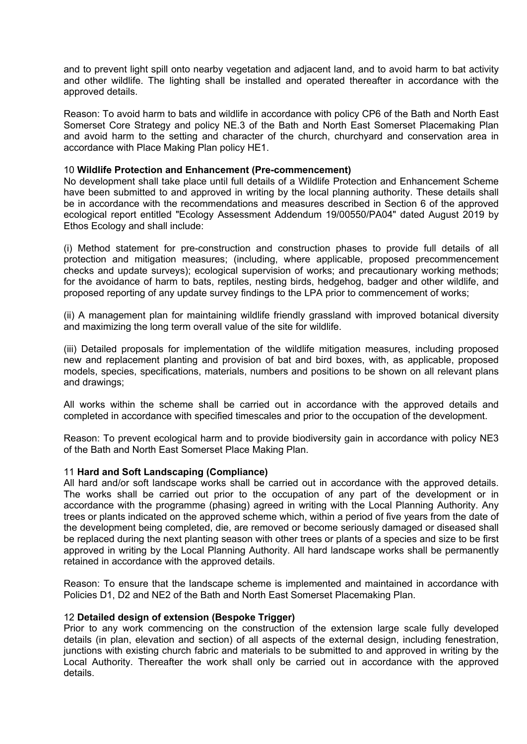and to prevent light spill onto nearby vegetation and adjacent land, and to avoid harm to bat activity and other wildlife. The lighting shall be installed and operated thereafter in accordance with the approved details.

Reason: To avoid harm to bats and wildlife in accordance with policy CP6 of the Bath and North East Somerset Core Strategy and policy NE.3 of the Bath and North East Somerset Placemaking Plan and avoid harm to the setting and character of the church, churchyard and conservation area in accordance with Place Making Plan policy HE1.

10 **Wildlife Protection and Enhancement (Pre-commencement)**
No development shall take place until full details of a Wildlife Protection and Enhancement Scheme have been submitted to and approved in writing by the local planning authority. These details shall be in accordance with the recommendations and measures described in Section 6 of the approved ecological report entitled "Ecology Assessment Addendum 19/00550/PA04" dated August 2019 by Ethos Ecology and shall include:

(i) Method statement for pre-construction and construction phases to provide full details of all protection and mitigation measures; (including, where applicable, proposed precommencement checks and update surveys); ecological supervision of works; and precautionary working methods; for the avoidance of harm to bats, reptiles, nesting birds, hedgehog, badger and other wildlife, and proposed reporting of any update survey findings to the LPA prior to commencement of works;

(ii) A management plan for maintaining wildlife friendly grassland with improved botanical diversity and maximizing the long term overall value of the site for wildlife.

(iii) Detailed proposals for implementation of the wildlife mitigation measures, including proposed new and replacement planting and provision of bat and bird boxes, with, as applicable, proposed models, species, specifications, materials, numbers and positions to be shown on all relevant plans and drawings;

All works within the scheme shall be carried out in accordance with the approved details and completed in accordance with specified timescales and prior to the occupation of the development.

Reason: To prevent ecological harm and to provide biodiversity gain in accordance with policy NE3 of the Bath and North East Somerset Place Making Plan.

11 **Hard and Soft Landscaping (Compliance)**
All hard and/or soft landscape works shall be carried out in accordance with the approved details. The works shall be carried out prior to the occupation of any part of the development or in accordance with the programme (phasing) agreed in writing with the Local Planning Authority. Any trees or plants indicated on the approved scheme which, within a period of five years from the date of the development being completed, die, are removed or become seriously damaged or diseased shall be replaced during the next planting season with other trees or plants of a species and size to be first approved in writing by the Local Planning Authority. All hard landscape works shall be permanently retained in accordance with the approved details.

Reason: To ensure that the landscape scheme is implemented and maintained in accordance with Policies D1, D2 and NE2 of the Bath and North East Somerset Placemaking Plan.

12 **Detailed design of extension (Bespoke Trigger)**
Prior to any work commencing on the construction of the extension large scale fully developed details (in plan, elevation and section) of all aspects of the external design, including fenestration, junctions with existing church fabric and materials to be submitted to and approved in writing by the Local Authority. Thereafter the work shall only be carried out in accordance with the approved details.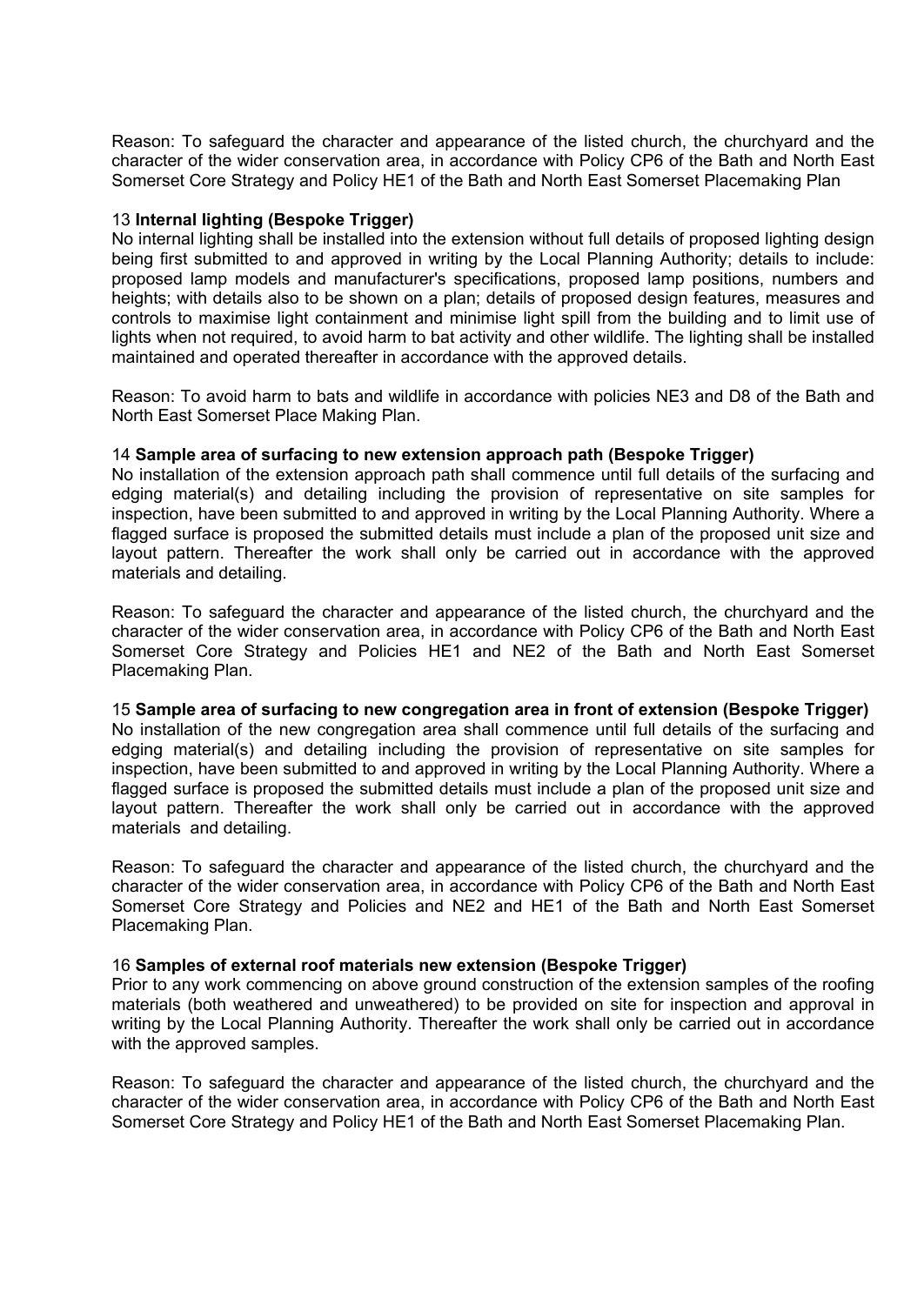Reason: To safeguard the character and appearance of the listed church, the churchyard and the character of the wider conservation area, in accordance with Policy CP6 of the Bath and North East Somerset Core Strategy and Policy HE1 of the Bath and North East Somerset Placemaking Plan

13 **Internal lighting (Bespoke Trigger)**
No internal lighting shall be installed into the extension without full details of proposed lighting design being first submitted to and approved in writing by the Local Planning Authority; details to include: proposed lamp models and manufacturer's specifications, proposed lamp positions, numbers and heights; with details also to be shown on a plan; details of proposed design features, measures and controls to maximise light containment and minimise light spill from the building and to limit use of lights when not required, to avoid harm to bat activity and other wildlife. The lighting shall be installed maintained and operated thereafter in accordance with the approved details.

Reason: To avoid harm to bats and wildlife in accordance with policies NE3 and D8 of the Bath and North East Somerset Place Making Plan.

14 **Sample area of surfacing to new extension approach path (Bespoke Trigger)**
No installation of the extension approach path shall commence until full details of the surfacing and edging material(s) and detailing including the provision of representative on site samples for inspection, have been submitted to and approved in writing by the Local Planning Authority. Where a flagged surface is proposed the submitted details must include a plan of the proposed unit size and layout pattern. Thereafter the work shall only be carried out in accordance with the approved materials and detailing.

Reason: To safeguard the character and appearance of the listed church, the churchyard and the character of the wider conservation area, in accordance with Policy CP6 of the Bath and North East Somerset Core Strategy and Policies HE1 and NE2 of the Bath and North East Somerset Placemaking Plan.

15 **Sample area of surfacing to new congregation area in front of extension (Bespoke Trigger)**
No installation of the new congregation area shall commence until full details of the surfacing and edging material(s) and detailing including the provision of representative on site samples for inspection, have been submitted to and approved in writing by the Local Planning Authority. Where a flagged surface is proposed the submitted details must include a plan of the proposed unit size and layout pattern. Thereafter the work shall only be carried out in accordance with the approved materials and detailing.

Reason: To safeguard the character and appearance of the listed church, the churchyard and the character of the wider conservation area, in accordance with Policy CP6 of the Bath and North East Somerset Core Strategy and Policies and NE2 and HE1 of the Bath and North East Somerset Placemaking Plan.

16 **Samples of external roof materials new extension (Bespoke Trigger)**
Prior to any work commencing on above ground construction of the extension samples of the roofing materials (both weathered and unweathered) to be provided on site for inspection and approval in writing by the Local Planning Authority. Thereafter the work shall only be carried out in accordance with the approved samples.

Reason: To safeguard the character and appearance of the listed church, the churchyard and the character of the wider conservation area, in accordance with Policy CP6 of the Bath and North East Somerset Core Strategy and Policy HE1 of the Bath and North East Somerset Placemaking Plan.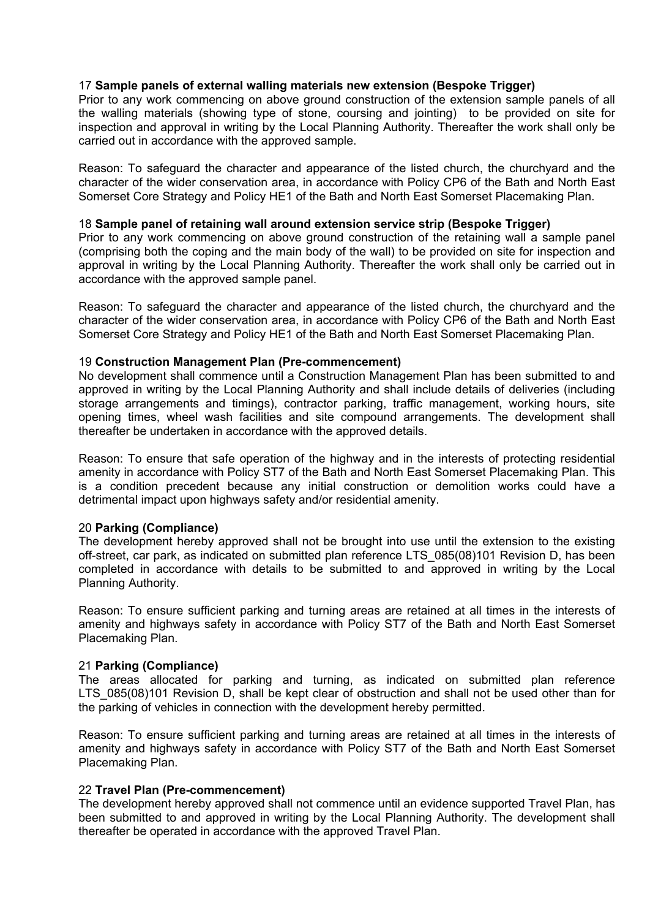17 **Sample panels of external walling materials new extension (Bespoke Trigger)**
Prior to any work commencing on above ground construction of the extension sample panels of all the walling materials (showing type of stone, coursing and jointing) to be provided on site for inspection and approval in writing by the Local Planning Authority. Thereafter the work shall only be carried out in accordance with the approved sample.

Reason: To safeguard the character and appearance of the listed church, the churchyard and the character of the wider conservation area, in accordance with Policy CP6 of the Bath and North East Somerset Core Strategy and Policy HE1 of the Bath and North East Somerset Placemaking Plan.

18 **Sample panel of retaining wall around extension service strip (Bespoke Trigger)**
Prior to any work commencing on above ground construction of the retaining wall a sample panel (comprising both the coping and the main body of the wall) to be provided on site for inspection and approval in writing by the Local Planning Authority. Thereafter the work shall only be carried out in accordance with the approved sample panel.

Reason: To safeguard the character and appearance of the listed church, the churchyard and the character of the wider conservation area, in accordance with Policy CP6 of the Bath and North East Somerset Core Strategy and Policy HE1 of the Bath and North East Somerset Placemaking Plan.

19 **Construction Management Plan (Pre-commencement)**
No development shall commence until a Construction Management Plan has been submitted to and approved in writing by the Local Planning Authority and shall include details of deliveries (including storage arrangements and timings), contractor parking, traffic management, working hours, site opening times, wheel wash facilities and site compound arrangements. The development shall thereafter be undertaken in accordance with the approved details.

Reason: To ensure that safe operation of the highway and in the interests of protecting residential amenity in accordance with Policy ST7 of the Bath and North East Somerset Placemaking Plan. This is a condition precedent because any initial construction or demolition works could have a detrimental impact upon highways safety and/or residential amenity.

20 **Parking (Compliance)**
The development hereby approved shall not be brought into use until the extension to the existing off-street, car park, as indicated on submitted plan reference LTS_085(08)101 Revision D, has been completed in accordance with details to be submitted to and approved in writing by the Local Planning Authority.

Reason: To ensure sufficient parking and turning areas are retained at all times in the interests of amenity and highways safety in accordance with Policy ST7 of the Bath and North East Somerset Placemaking Plan.

21 **Parking (Compliance)**
The areas allocated for parking and turning, as indicated on submitted plan reference LTS_085(08)101 Revision D, shall be kept clear of obstruction and shall not be used other than for the parking of vehicles in connection with the development hereby permitted.

Reason: To ensure sufficient parking and turning areas are retained at all times in the interests of amenity and highways safety in accordance with Policy ST7 of the Bath and North East Somerset Placemaking Plan.

22 **Travel Plan (Pre-commencement)**
The development hereby approved shall not commence until an evidence supported Travel Plan, has been submitted to and approved in writing by the Local Planning Authority. The development shall thereafter be operated in accordance with the approved Travel Plan.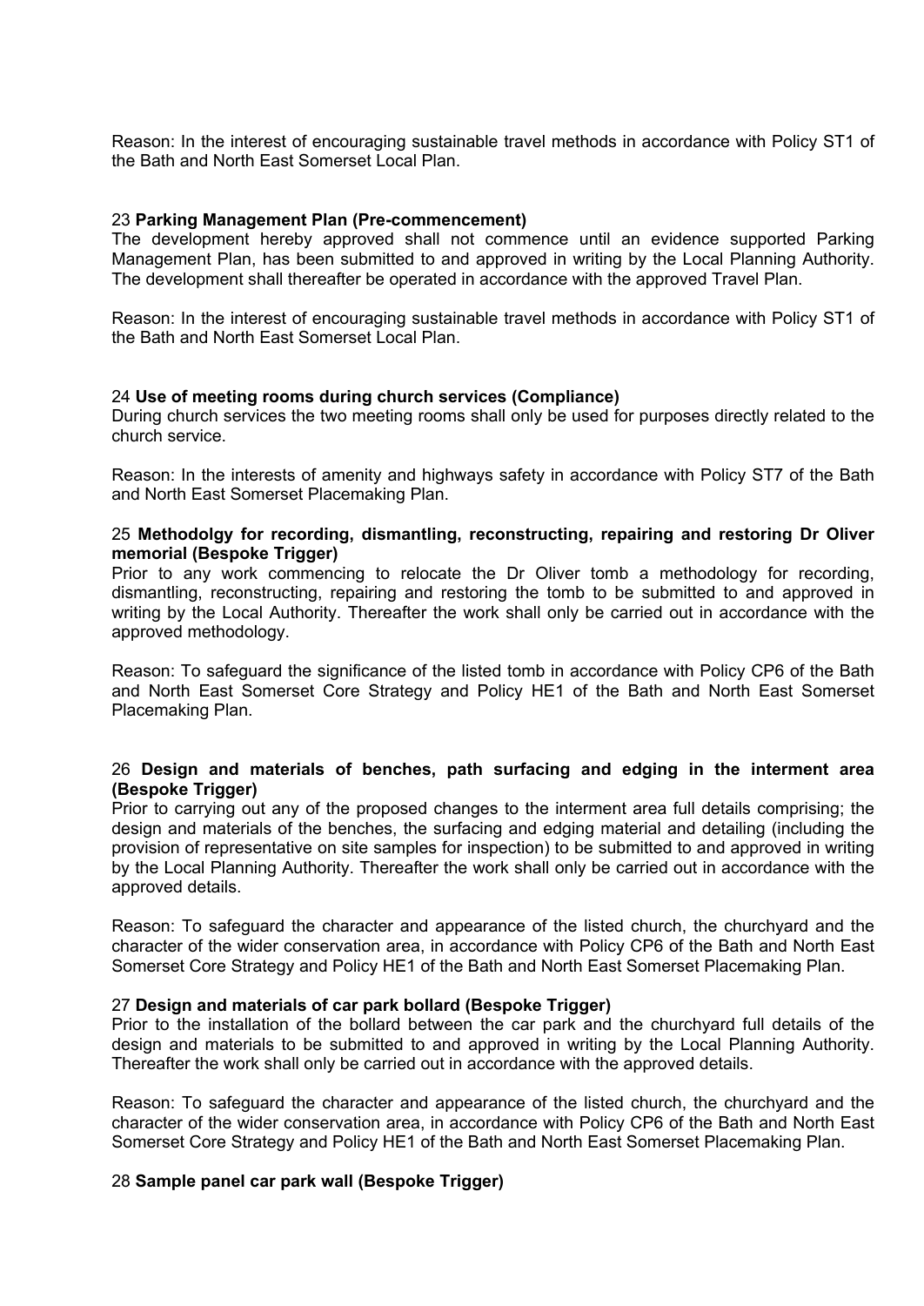Reason: In the interest of encouraging sustainable travel methods in accordance with Policy ST1 of the Bath and North East Somerset Local Plan.

23 **Parking Management Plan (Pre-commencement)**
The development hereby approved shall not commence until an evidence supported Parking Management Plan, has been submitted to and approved in writing by the Local Planning Authority. The development shall thereafter be operated in accordance with the approved Travel Plan.

Reason: In the interest of encouraging sustainable travel methods in accordance with Policy ST1 of the Bath and North East Somerset Local Plan.

24 **Use of meeting rooms during church services (Compliance)**
During church services the two meeting rooms shall only be used for purposes directly related to the church service.

Reason: In the interests of amenity and highways safety in accordance with Policy ST7 of the Bath and North East Somerset Placemaking Plan.

25 **Methodolgy for recording, dismantling, reconstructing, repairing and restoring Dr Oliver memorial (Bespoke Trigger)**
Prior to any work commencing to relocate the Dr Oliver tomb a methodology for recording, dismantling, reconstructing, repairing and restoring the tomb to be submitted to and approved in writing by the Local Authority. Thereafter the work shall only be carried out in accordance with the approved methodology.

Reason: To safeguard the significance of the listed tomb in accordance with Policy CP6 of the Bath and North East Somerset Core Strategy and Policy HE1 of the Bath and North East Somerset Placemaking Plan.

26 **Design and materials of benches, path surfacing and edging in the interment area (Bespoke Trigger)**
Prior to carrying out any of the proposed changes to the interment area full details comprising; the design and materials of the benches, the surfacing and edging material and detailing (including the provision of representative on site samples for inspection) to be submitted to and approved in writing by the Local Planning Authority. Thereafter the work shall only be carried out in accordance with the approved details.

Reason: To safeguard the character and appearance of the listed church, the churchyard and the character of the wider conservation area, in accordance with Policy CP6 of the Bath and North East Somerset Core Strategy and Policy HE1 of the Bath and North East Somerset Placemaking Plan.

27 **Design and materials of car park bollard (Bespoke Trigger)**
Prior to the installation of the bollard between the car park and the churchyard full details of the design and materials to be submitted to and approved in writing by the Local Planning Authority. Thereafter the work shall only be carried out in accordance with the approved details.

Reason: To safeguard the character and appearance of the listed church, the churchyard and the character of the wider conservation area, in accordance with Policy CP6 of the Bath and North East Somerset Core Strategy and Policy HE1 of the Bath and North East Somerset Placemaking Plan.

28 **Sample panel car park wall (Bespoke Trigger)**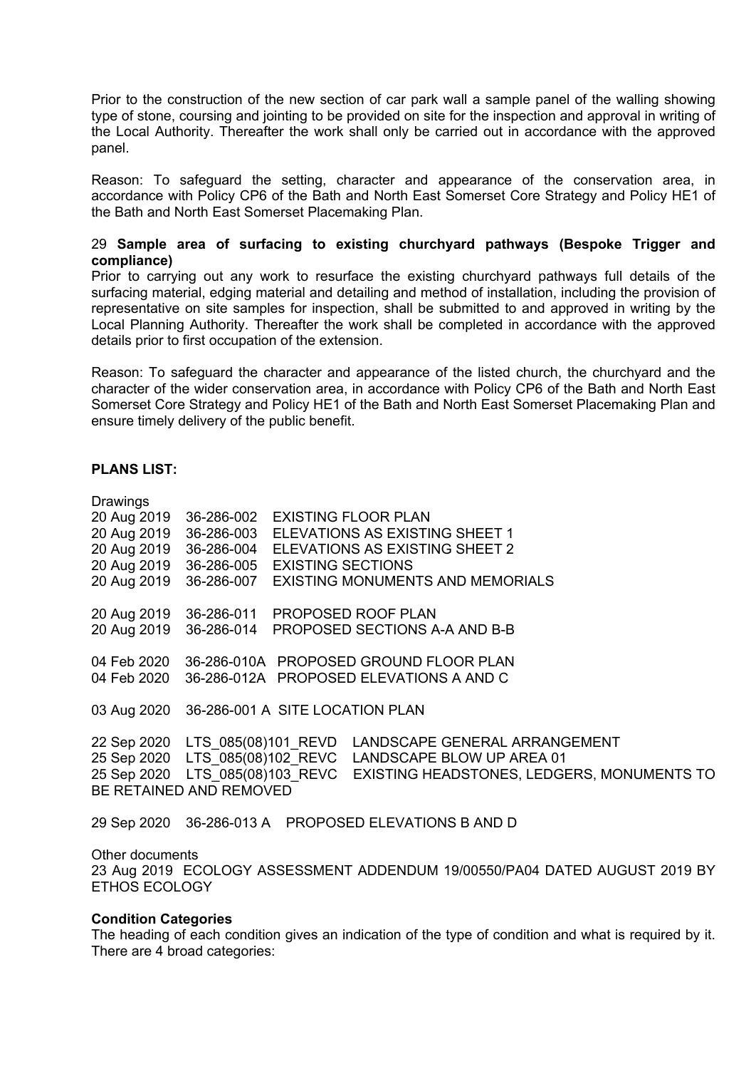Prior to the construction of the new section of car park wall a sample panel of the walling showing type of stone, coursing and jointing to be provided on site for the inspection and approval in writing of the Local Authority. Thereafter the work shall only be carried out in accordance with the approved panel.

Reason: To safeguard the setting, character and appearance of the conservation area, in accordance with Policy CP6 of the Bath and North East Somerset Core Strategy and Policy HE1 of the Bath and North East Somerset Placemaking Plan.

29 **Sample area of surfacing to existing churchyard pathways (Bespoke Trigger and compliance)**
Prior to carrying out any work to resurface the existing churchyard pathways full details of the surfacing material, edging material and detailing and method of installation, including the provision of representative on site samples for inspection, shall be submitted to and approved in writing by the Local Planning Authority. Thereafter the work shall be completed in accordance with the approved details prior to first occupation of the extension.

Reason: To safeguard the character and appearance of the listed church, the churchyard and the character of the wider conservation area, in accordance with Policy CP6 of the Bath and North East Somerset Core Strategy and Policy HE1 of the Bath and North East Somerset Placemaking Plan and ensure timely delivery of the public benefit.

**PLANS LIST:**

Drawings
20 Aug 2019 36-286-002 EXISTING FLOOR PLAN
20 Aug 2019 36-286-003 ELEVATIONS AS EXISTING SHEET 1
20 Aug 2019 36-286-004 ELEVATIONS AS EXISTING SHEET 2
20 Aug 2019 36-286-005 EXISTING SECTIONS
20 Aug 2019 36-286-007 EXISTING MONUMENTS AND MEMORIALS

20 Aug 2019 36-286-011 PROPOSED ROOF PLAN
20 Aug 2019 36-286-014 PROPOSED SECTIONS A-A AND B-B

04 Feb 2020 36-286-010A PROPOSED GROUND FLOOR PLAN
04 Feb 2020 36-286-012A PROPOSED ELEVATIONS A AND C

03 Aug 2020 36-286-001 A SITE LOCATION PLAN

22 Sep 2020 LTS_085(08)101_REVD LANDSCAPE GENERAL ARRANGEMENT
25 Sep 2020 LTS_085(08)102_REVC LANDSCAPE BLOW UP AREA 01
25 Sep 2020 LTS_085(08)103_REVC EXISTING HEADSTONES, LEDGERS, MONUMENTS TO BE RETAINED AND REMOVED

29 Sep 2020 36-286-013 A PROPOSED ELEVATIONS B AND D

Other documents
23 Aug 2019 ECOLOGY ASSESSMENT ADDENDUM 19/00550/PA04 DATED AUGUST 2019 BY ETHOS ECOLOGY

**Condition Categories**
The heading of each condition gives an indication of the type of condition and what is required by it. There are 4 broad categories: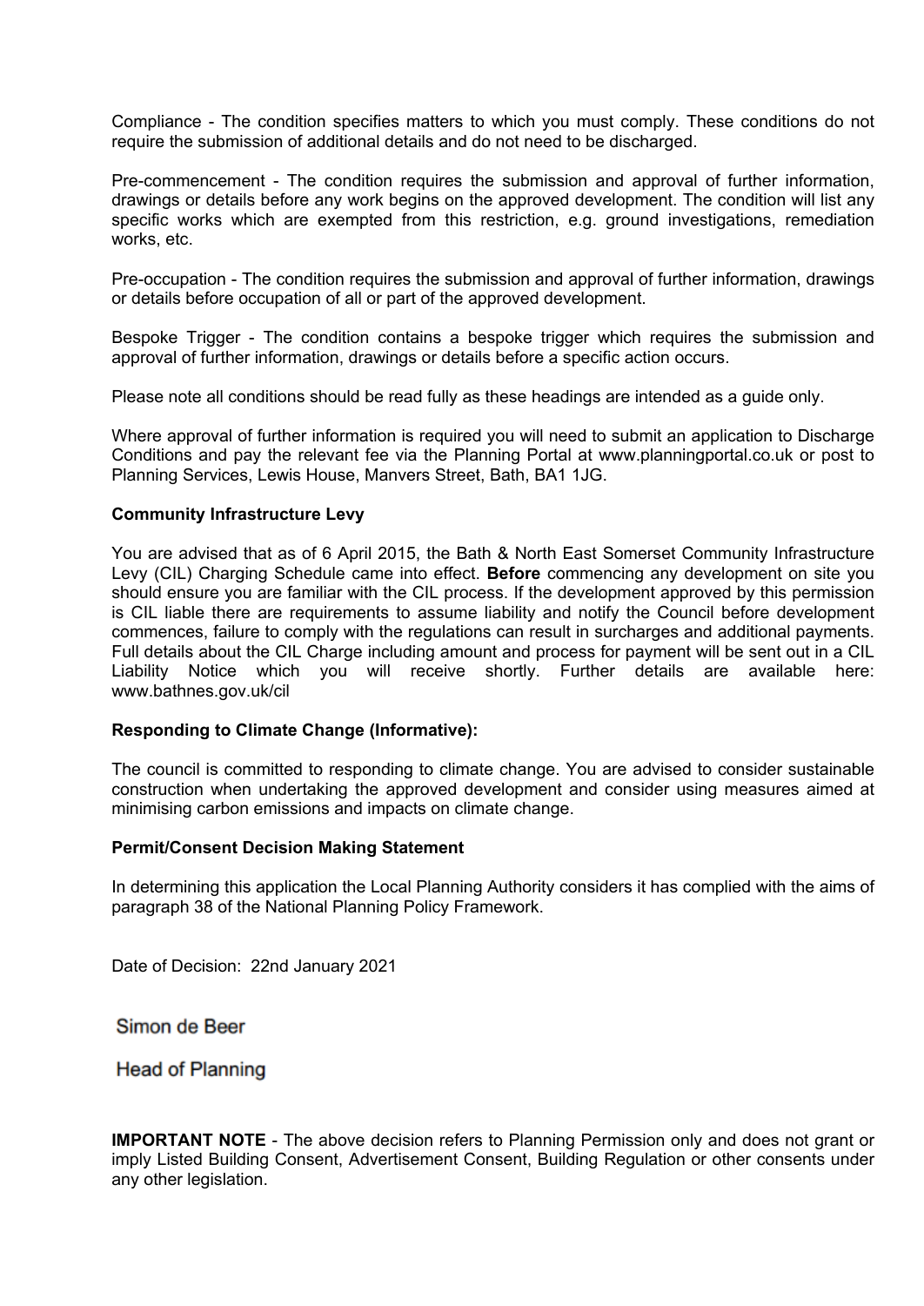Compliance - The condition specifies matters to which you must comply. These conditions do not require the submission of additional details and do not need to be discharged.

Pre-commencement - The condition requires the submission and approval of further information, drawings or details before any work begins on the approved development. The condition will list any specific works which are exempted from this restriction, e.g. ground investigations, remediation works, etc.

Pre-occupation - The condition requires the submission and approval of further information, drawings or details before occupation of all or part of the approved development.

Bespoke Trigger - The condition contains a bespoke trigger which requires the submission and approval of further information, drawings or details before a specific action occurs.

Please note all conditions should be read fully as these headings are intended as a guide only.

Where approval of further information is required you will need to submit an application to Discharge Conditions and pay the relevant fee via the Planning Portal at www.planningportal.co.uk or post to Planning Services, Lewis House, Manvers Street, Bath, BA1 1JG.

**Community Infrastructure Levy**

You are advised that as of 6 April 2015, the Bath & North East Somerset Community Infrastructure Levy (CIL) Charging Schedule came into effect. **Before** commencing any development on site you should ensure you are familiar with the CIL process. If the development approved by this permission is CIL liable there are requirements to assume liability and notify the Council before development commences, failure to comply with the regulations can result in surcharges and additional payments. Full details about the CIL Charge including amount and process for payment will be sent out in a CIL Liability Notice which you will receive shortly. Further details are available here: www.bathnes.gov.uk/cil

**Responding to Climate Change (Informative):**

The council is committed to responding to climate change. You are advised to consider sustainable construction when undertaking the approved development and consider using measures aimed at minimising carbon emissions and impacts on climate change.

**Permit/Consent Decision Making Statement**

In determining this application the Local Planning Authority considers it has complied with the aims of paragraph 38 of the National Planning Policy Framework.

Date of Decision: 22nd January 2021

Simon de Beer

Head of Planning

**IMPORTANT NOTE** - The above decision refers to Planning Permission only and does not grant or imply Listed Building Consent, Advertisement Consent, Building Regulation or other consents under any other legislation.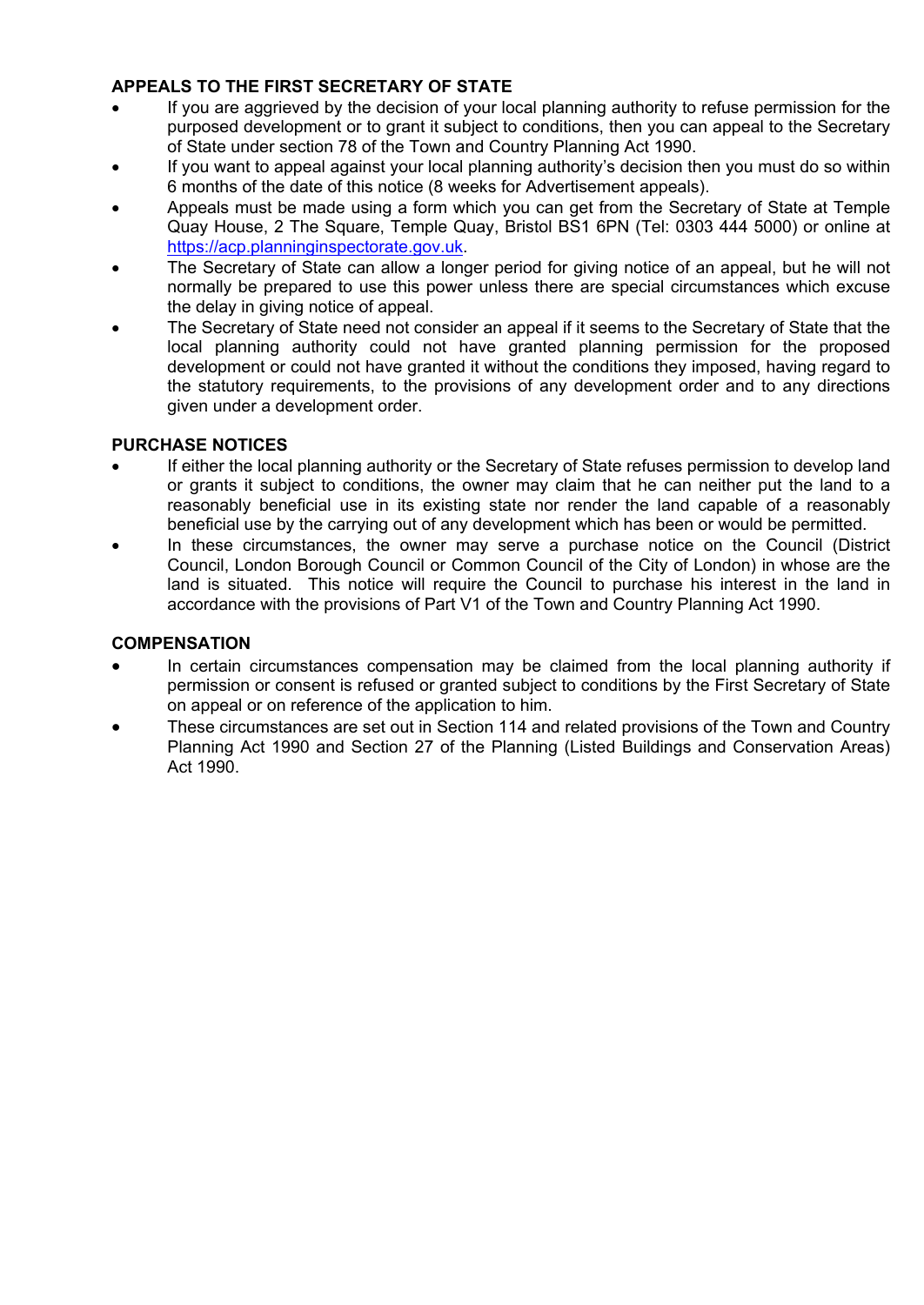## APPEALS TO THE FIRST SECRETARY OF STATE

- If you are aggrieved by the decision of your local planning authority to refuse permission for the purposed development or to grant it subject to conditions, then you can appeal to the Secretary of State under section 78 of the Town and Country Planning Act 1990.
- If you want to appeal against your local planning authority's decision then you must do so within 6 months of the date of this notice (8 weeks for Advertisement appeals).
- Appeals must be made using a form which you can get from the Secretary of State at Temple Quay House, 2 The Square, Temple Quay, Bristol BS1 6PN (Tel: 0303 444 5000) or online at https://acp.planninginspectorate.gov.uk.
- The Secretary of State can allow a longer period for giving notice of an appeal, but he will not normally be prepared to use this power unless there are special circumstances which excuse the delay in giving notice of appeal.
- The Secretary of State need not consider an appeal if it seems to the Secretary of State that the local planning authority could not have granted planning permission for the proposed development or could not have granted it without the conditions they imposed, having regard to the statutory requirements, to the provisions of any development order and to any directions given under a development order.

## PURCHASE NOTICES

- If either the local planning authority or the Secretary of State refuses permission to develop land or grants it subject to conditions, the owner may claim that he can neither put the land to a reasonably beneficial use in its existing state nor render the land capable of a reasonably beneficial use by the carrying out of any development which has been or would be permitted.
- In these circumstances, the owner may serve a purchase notice on the Council (District Council, London Borough Council or Common Council of the City of London) in whose are the land is situated. This notice will require the Council to purchase his interest in the land in accordance with the provisions of Part V1 of the Town and Country Planning Act 1990.

## COMPENSATION

- In certain circumstances compensation may be claimed from the local planning authority if permission or consent is refused or granted subject to conditions by the First Secretary of State on appeal or on reference of the application to him.
- These circumstances are set out in Section 114 and related provisions of the Town and Country Planning Act 1990 and Section 27 of the Planning (Listed Buildings and Conservation Areas) Act 1990.